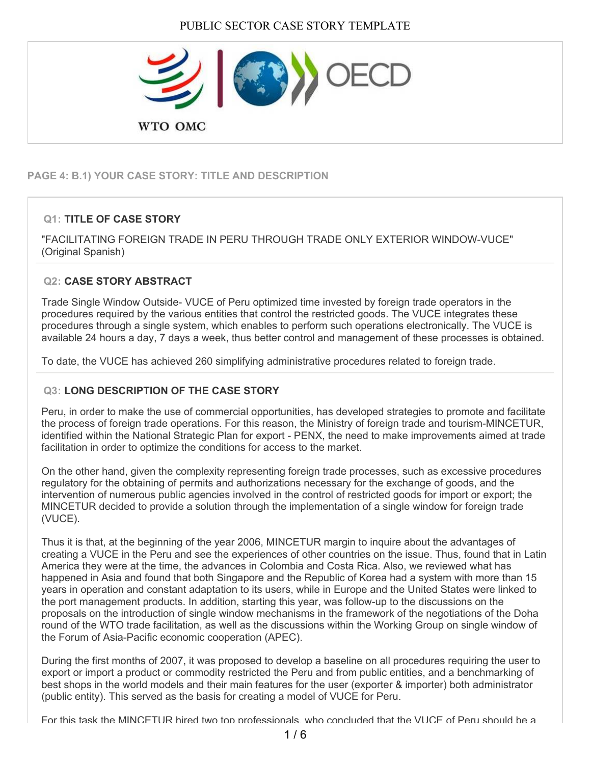# PUBLIC SECTOR CASE STORY TEMPLATE

WTO OMC | OECD

## PAGE 4: B.1) YOUR CASE STORY: TITLE AND DESCRIPTION

### Q1: TITLE OF CASE STORY

"FACILITATING FOREIGN TRADE IN PERU THROUGH TRADE ONLY EXTERIOR WINDOW-VUCE" (Original Spanish)

### Q2: CASE STORY ABSTRACT

Trade Single Window Outside- VUCE of Peru optimized time invested by foreign trade operators in the procedures required by the various entities that control the restricted goods. The VUCE integrates these procedures through a single system, which enables to perform such operations electronically. The VUCE is available 24 hours a day, 7 days a week, thus better control and management of these processes is obtained.

To date, the VUCE has achieved 260 simplifying administrative procedures related to foreign trade.

### Q3: LONG DESCRIPTION OF THE CASE STORY

Peru, in order to make the use of commercial opportunities, has developed strategies to promote and facilitate the process of foreign trade operations. For this reason, the Ministry of foreign trade and tourism-MINCETUR, identified within the National Strategic Plan for export - PENX, the need to make improvements aimed at trade facilitation in order to optimize the conditions for access to the market.

On the other hand, given the complexity representing foreign trade processes, such as excessive procedures regulatory for the obtaining of permits and authorizations necessary for the exchange of goods, and the intervention of numerous public agencies involved in the control of restricted goods for import or export; the MINCETUR decided to provide a solution through the implementation of a single window for foreign trade (VUCE).

Thus it is that, at the beginning of the year 2006, MINCETUR margin to inquire about the advantages of creating a VUCE in the Peru and see the experiences of other countries on the issue. Thus, found that in Latin America they were at the time, the advances in Colombia and Costa Rica. Also, we reviewed what has happened in Asia and found that both Singapore and the Republic of Korea had a system with more than 15 years in operation and constant adaptation to its users, while in Europe and the United States were linked to the port management products. In addition, starting this year, was follow-up to the discussions on the proposals on the introduction of single window mechanisms in the framework of the negotiations of the Doha round of the WTO trade facilitation, as well as the discussions within the Working Group on single window of the Forum of Asia-Pacific economic cooperation (APEC).

During the first months of 2007, it was proposed to develop a baseline on all procedures requiring the user to export or import a product or commodity restricted the Peru and from public entities, and a benchmarking of best shops in the world models and their main features for the user (exporter & importer) both administrator (public entity). This served as the basis for creating a model of VUCE for Peru.

For this task the MINCETUR hired two top professionals, who concluded that the VUCE of Peru should be a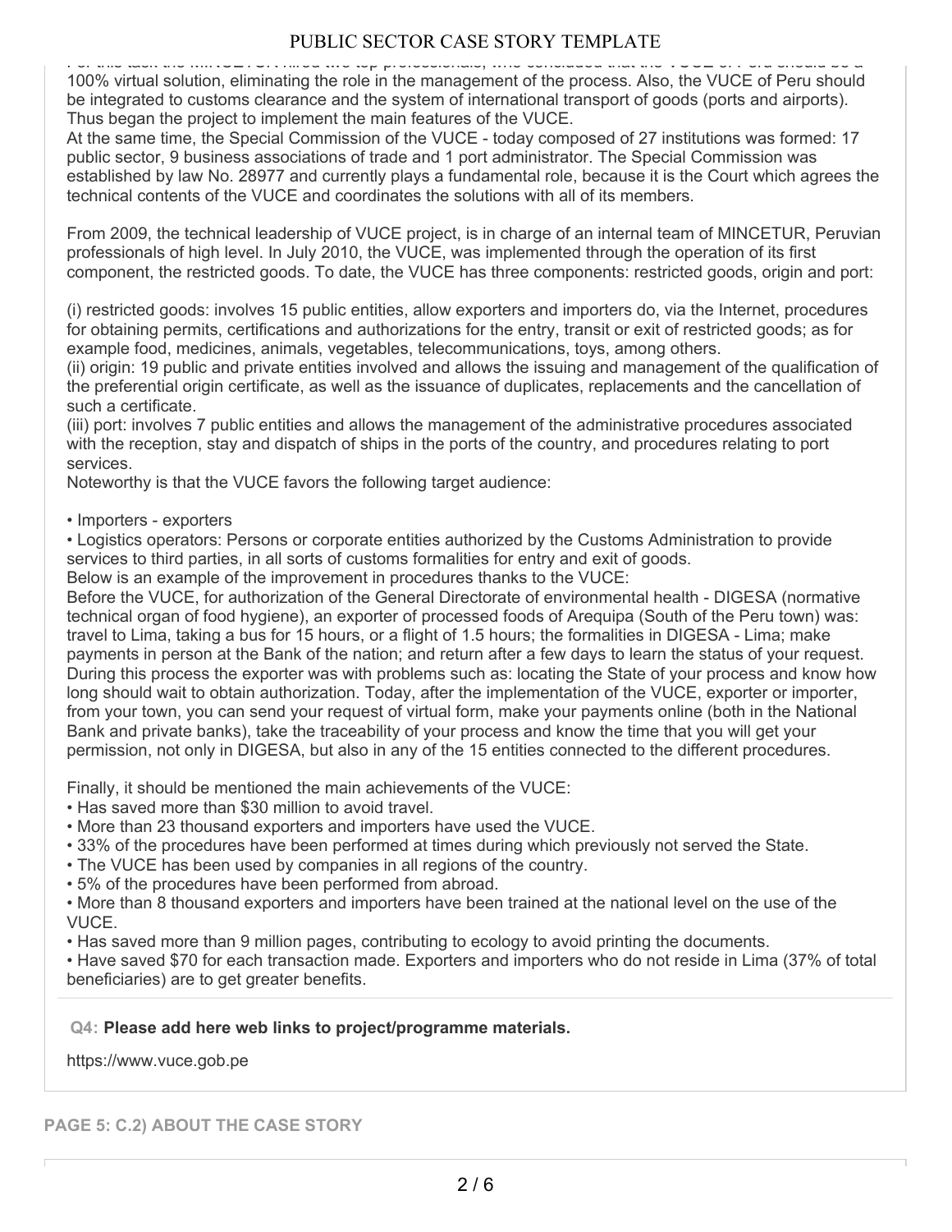For this task the MINCETUR hired two top professionals, who concluded that the VUCE of Peru should be a 100% virtual solution, eliminating the role in the management of the process. Also, the VUCE of Peru should be integrated to customs clearance and the system of international transport of goods (ports and airports). Thus began the project to implement the main features of the VUCE.
At the same time, the Special Commission of the VUCE - today composed of 27 institutions was formed: 17 public sector, 9 business associations of trade and 1 port administrator. The Special Commission was established by law No. 28977 and currently plays a fundamental role, because it is the Court which agrees the technical contents of the VUCE and coordinates the solutions with all of its members.

From 2009, the technical leadership of VUCE project, is in charge of an internal team of MINCETUR, Peruvian professionals of high level. In July 2010, the VUCE, was implemented through the operation of its first component, the restricted goods. To date, the VUCE has three components: restricted goods, origin and port:

(i) restricted goods: involves 15 public entities, allow exporters and importers do, via the Internet, procedures for obtaining permits, certifications and authorizations for the entry, transit or exit of restricted goods; as for example food, medicines, animals, vegetables, telecommunications, toys, among others.
(ii) origin: 19 public and private entities involved and allows the issuing and management of the qualification of the preferential origin certificate, as well as the issuance of duplicates, replacements and the cancellation of such a certificate.
(iii) port: involves 7 public entities and allows the management of the administrative procedures associated with the reception, stay and dispatch of ships in the ports of the country, and procedures relating to port services.
Noteworthy is that the VUCE favors the following target audience:

- Importers - exporters
- Logistics operators: Persons or corporate entities authorized by the Customs Administration to provide services to third parties, in all sorts of customs formalities for entry and exit of goods.

Below is an example of the improvement in procedures thanks to the VUCE:
Before the VUCE, for authorization of the General Directorate of environmental health - DIGESA (normative technical organ of food hygiene), an exporter of processed foods of Arequipa (South of the Peru town) was: travel to Lima, taking a bus for 15 hours, or a flight of 1.5 hours; the formalities in DIGESA - Lima; make payments in person at the Bank of the nation; and return after a few days to learn the status of your request. During this process the exporter was with problems such as: locating the State of your process and know how long should wait to obtain authorization. Today, after the implementation of the VUCE, exporter or importer, from your town, you can send your request of virtual form, make your payments online (both in the National Bank and private banks), take the traceability of your process and know the time that you will get your permission, not only in DIGESA, but also in any of the 15 entities connected to the different procedures.

Finally, it should be mentioned the main achievements of the VUCE:

- Has saved more than $30 million to avoid travel.
- More than 23 thousand exporters and importers have used the VUCE.
- 33% of the procedures have been performed at times during which previously not served the State.
- The VUCE has been used by companies in all regions of the country.
- 5% of the procedures have been performed from abroad.
- More than 8 thousand exporters and importers have been trained at the national level on the use of the VUCE.
- Has saved more than 9 million pages, contributing to ecology to avoid printing the documents.
- Have saved $70 for each transaction made. Exporters and importers who do not reside in Lima (37% of total beneficiaries) are to get greater benefits.

**Q4: Please add here web links to project/programme materials.**

https://www.vuce.gob.pe

**PAGE 5: C.2) ABOUT THE CASE STORY**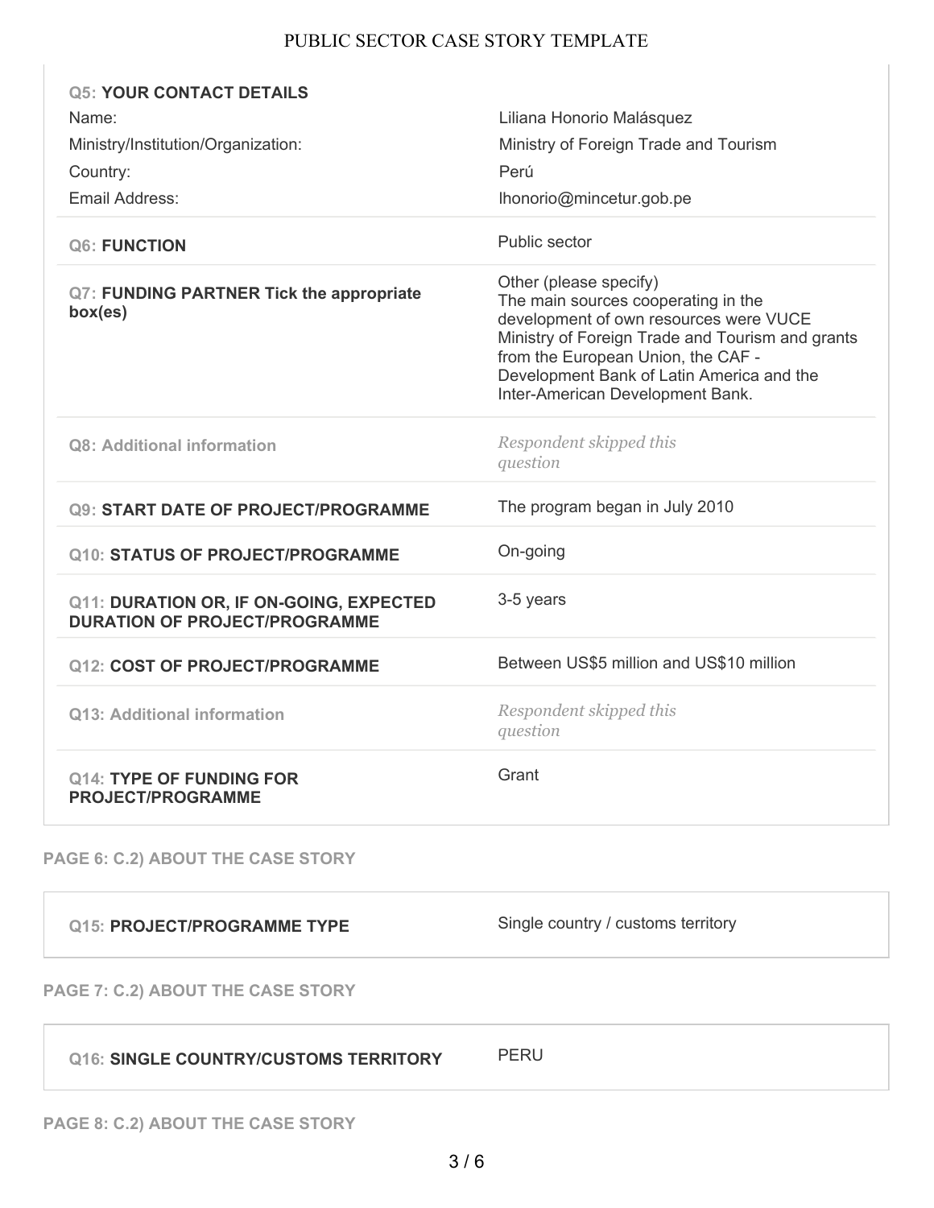| **Q5: YOUR CONTACT DETAILS** | |
|---|---|
| Name: | Liliana Honorio Malásquez |
| Ministry/Institution/Organization: | Ministry of Foreign Trade and Tourism |
| Country: | Perú |
| Email Address: | lhonorio@mincetur.gob.pe |
| **Q6: FUNCTION** | Public sector |
| **Q7: FUNDING PARTNER Tick the appropriate box(es)** | Other (please specify) The main sources cooperating in the development of own resources were VUCE Ministry of Foreign Trade and Tourism and grants from the European Union, the CAF - Development Bank of Latin America and the Inter-American Development Bank. |
| **Q8: Additional information** | *Respondent skipped this question* |
| **Q9: START DATE OF PROJECT/PROGRAMME** | The program began in July 2010 |
| **Q10: STATUS OF PROJECT/PROGRAMME** | On-going |
| **Q11: DURATION OR, IF ON-GOING, EXPECTED DURATION OF PROJECT/PROGRAMME** | 3-5 years |
| **Q12: COST OF PROJECT/PROGRAMME** | Between US$5 million and US$10 million |
| **Q13: Additional information** | *Respondent skipped this question* |
| **Q14: TYPE OF FUNDING FOR PROJECT/PROGRAMME** | Grant |

## PAGE 6: C.2) ABOUT THE CASE STORY

| **Q15: PROJECT/PROGRAMME TYPE** | Single country / customs territory |
|---|---|

## PAGE 7: C.2) ABOUT THE CASE STORY

| **Q16: SINGLE COUNTRY/CUSTOMS TERRITORY** | PERU |
|---|---|

## PAGE 8: C.2) ABOUT THE CASE STORY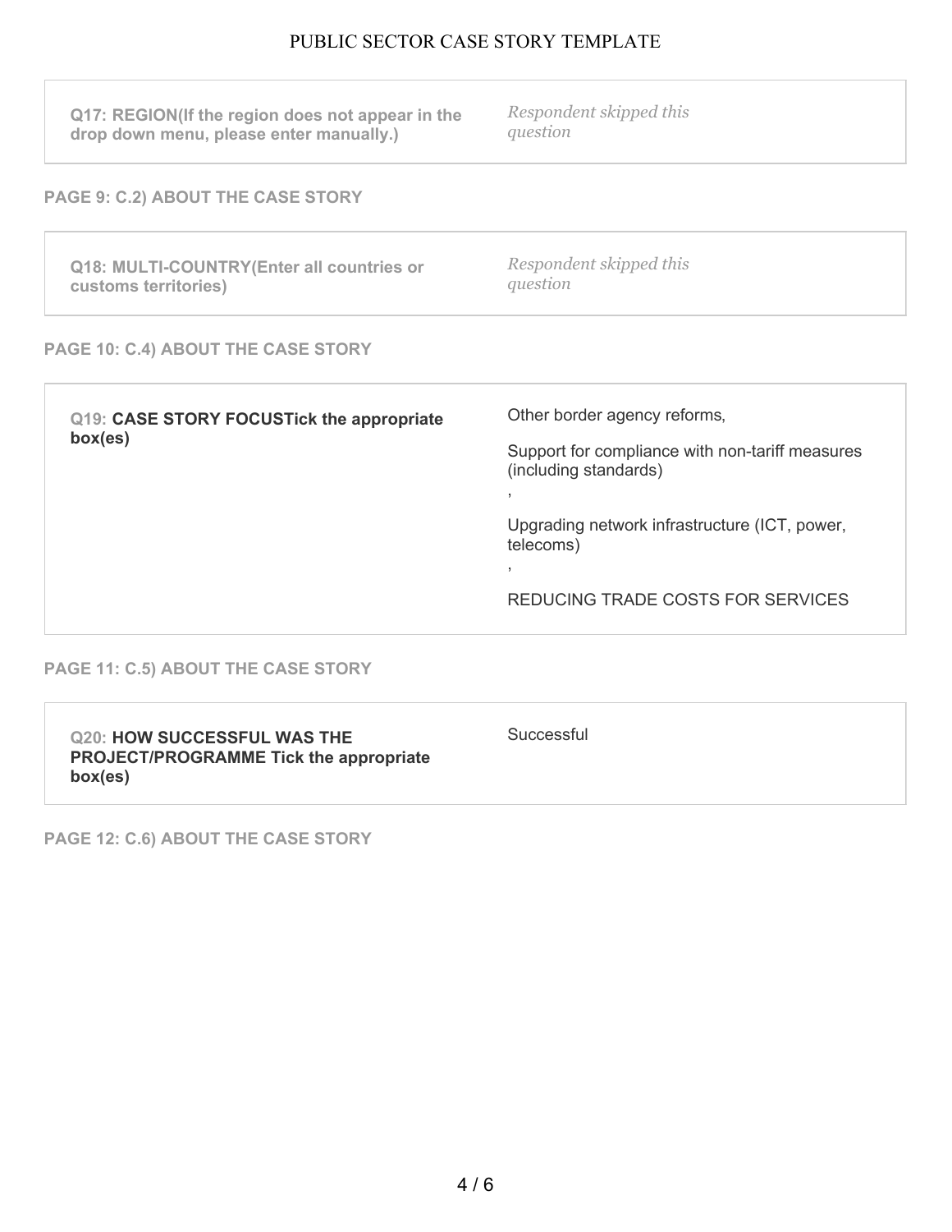| Q17: REGION(If the region does not appear in the drop down menu, please enter manually.) | *Respondent skipped this question* |
| --- | --- |

**PAGE 9: C.2) ABOUT THE CASE STORY**

| Q18: MULTI-COUNTRY(Enter all countries or customs territories) | *Respondent skipped this question* |
| --- | --- |

**PAGE 10: C.4) ABOUT THE CASE STORY**

| Q19: CASE STORY FOCUSTick the appropriate box(es) | Other border agency reforms,<br><br>Support for compliance with non-tariff measures (including standards)<br><br>,<br><br>Upgrading network infrastructure (ICT, power, telecoms)<br><br>,<br><br>REDUCING TRADE COSTS FOR SERVICES |
| --- | --- |

**PAGE 11: C.5) ABOUT THE CASE STORY**

| Q20: HOW SUCCESSFUL WAS THE PROJECT/PROGRAMME Tick the appropriate box(es) | Successful |
| --- | --- |

**PAGE 12: C.6) ABOUT THE CASE STORY**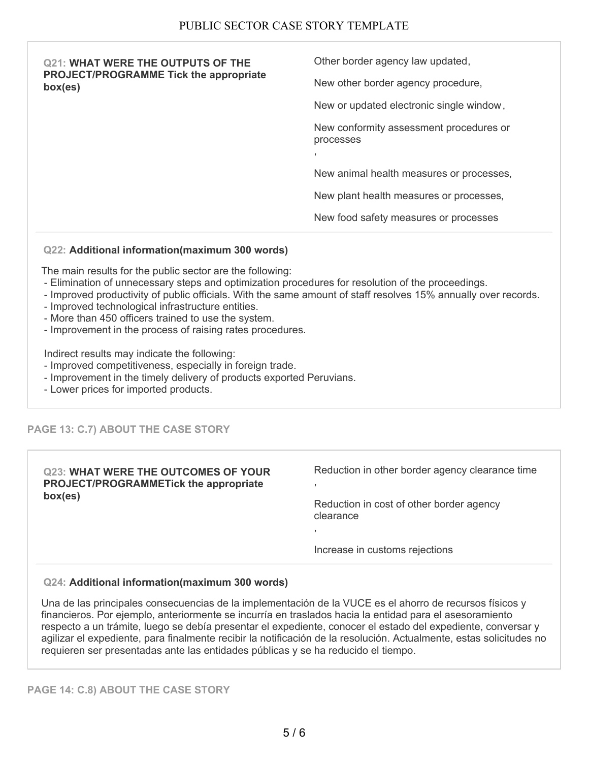**Q21: WHAT WERE THE OUTPUTS OF THE PROJECT/PROGRAMME Tick the appropriate box(es)**

Other border agency law updated,

New other border agency procedure,

New or updated electronic single window,

New conformity assessment procedures or processes

,

New animal health measures or processes,

New plant health measures or processes,

New food safety measures or processes

**Q22: Additional information(maximum 300 words)**

The main results for the public sector are the following:

- Elimination of unnecessary steps and optimization procedures for resolution of the proceedings.
- Improved productivity of public officials. With the same amount of staff resolves 15% annually over records.
- Improved technological infrastructure entities.
- More than 450 officers trained to use the system.
- Improvement in the process of raising rates procedures.

Indirect results may indicate the following:

- Improved competitiveness, especially in foreign trade.
- Improvement in the timely delivery of products exported Peruvians.
- Lower prices for imported products.

## PAGE 13: C.7) ABOUT THE CASE STORY

**Q23: WHAT WERE THE OUTCOMES OF YOUR PROJECT/PROGRAMMETick the appropriate box(es)**

Reduction in other border agency clearance time

,

Reduction in cost of other border agency clearance

,

Increase in customs rejections

**Q24: Additional information(maximum 300 words)**

Una de las principales consecuencias de la implementación de la VUCE es el ahorro de recursos físicos y financieros. Por ejemplo, anteriormente se incurría en traslados hacia la entidad para el asesoramiento respecto a un trámite, luego se debía presentar el expediente, conocer el estado del expediente, conversar y agilizar el expediente, para finalmente recibir la notificación de la resolución. Actualmente, estas solicitudes no requieren ser presentadas ante las entidades públicas y se ha reducido el tiempo.

## PAGE 14: C.8) ABOUT THE CASE STORY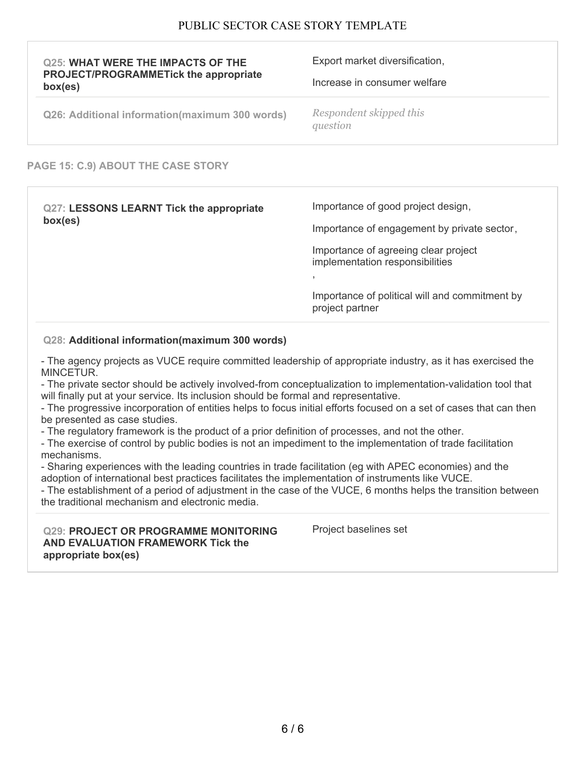| | |
|---|---|
| **Q25: WHAT WERE THE IMPACTS OF THE PROJECT/PROGRAMMETick the appropriate box(es)** | Export market diversification,<br>Increase in consumer welfare |
| **Q26: Additional information(maximum 300 words)** | *Respondent skipped this question* |

## PAGE 15: C.9) ABOUT THE CASE STORY

| | |
|---|---|
| **Q27: LESSONS LEARNT Tick the appropriate box(es)** | Importance of good project design,<br>Importance of engagement by private sector,<br>Importance of agreeing clear project implementation responsibilities<br>,<br>Importance of political will and commitment by project partner |

**Q28: Additional information(maximum 300 words)**

- The agency projects as VUCE require committed leadership of appropriate industry, as it has exercised the MINCETUR.
- The private sector should be actively involved-from conceptualization to implementation-validation tool that will finally put at your service. Its inclusion should be formal and representative.
- The progressive incorporation of entities helps to focus initial efforts focused on a set of cases that can then be presented as case studies.
- The regulatory framework is the product of a prior definition of processes, and not the other.
- The exercise of control by public bodies is not an impediment to the implementation of trade facilitation mechanisms.
- Sharing experiences with the leading countries in trade facilitation (eg with APEC economies) and the adoption of international best practices facilitates the implementation of instruments like VUCE.
- The establishment of a period of adjustment in the case of the VUCE, 6 months helps the transition between the traditional mechanism and electronic media.

| | |
|---|---|
| **Q29: PROJECT OR PROGRAMME MONITORING AND EVALUATION FRAMEWORK Tick the appropriate box(es)** | Project baselines set |